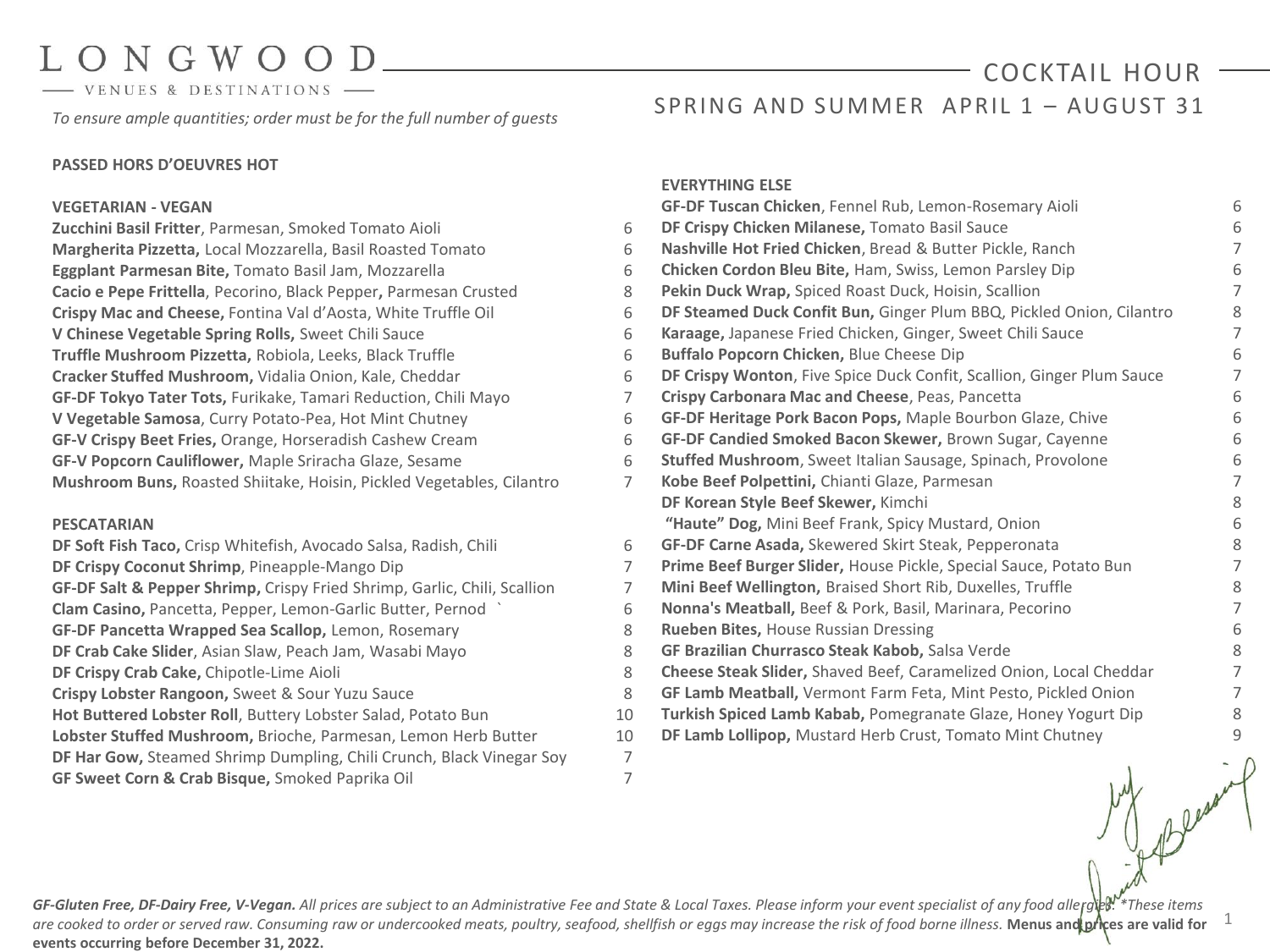# LONGWOOD

VENUES & DESTINATIONS

## COCKTAIL HOUR

SPRING AND SUMMER APRIL 1 – AUGUST 31

*To ensure ample quantities; order must be for the full number of guests*

### PASSED HORS D'OEUVRES HOT

#### VEGETARIAN - VEGAN

| Item | Price |
|---|---|
| **Zucchini Basil Fritter**, Parmesan, Smoked Tomato Aioli | 6 |
| **Margherita Pizzetta,** Local Mozzarella, Basil Roasted Tomato | 6 |
| **Eggplant Parmesan Bite,** Tomato Basil Jam, Mozzarella | 6 |
| **Cacio e Pepe Frittella**, Pecorino, Black Pepper**,** Parmesan Crusted | 8 |
| **Crispy Mac and Cheese,** Fontina Val d'Aosta, White Truffle Oil | 6 |
| **V Chinese Vegetable Spring Rolls,** Sweet Chili Sauce | 6 |
| **Truffle Mushroom Pizzetta,** Robiola, Leeks, Black Truffle | 6 |
| **Cracker Stuffed Mushroom,** Vidalia Onion, Kale, Cheddar | 6 |
| **GF-DF Tokyo Tater Tots,** Furikake, Tamari Reduction, Chili Mayo | 7 |
| **V Vegetable Samosa**, Curry Potato-Pea, Hot Mint Chutney | 6 |
| **GF-V Crispy Beet Fries,** Orange, Horseradish Cashew Cream | 6 |
| **GF-V Popcorn Cauliflower,** Maple Sriracha Glaze, Sesame | 6 |
| **Mushroom Buns,** Roasted Shiitake, Hoisin, Pickled Vegetables, Cilantro | 7 |

#### PESCATARIAN

| Item | Price |
|---|---|
| **DF Soft Fish Taco,** Crisp Whitefish, Avocado Salsa, Radish, Chili | 6 |
| **DF Crispy Coconut Shrimp**, Pineapple-Mango Dip | 7 |
| **GF-DF Salt & Pepper Shrimp,** Crispy Fried Shrimp, Garlic, Chili, Scallion | 7 |
| **Clam Casino,** Pancetta, Pepper, Lemon-Garlic Butter, Pernod ` | 6 |
| **GF-DF Pancetta Wrapped Sea Scallop,** Lemon, Rosemary | 8 |
| **DF Crab Cake Slider**, Asian Slaw, Peach Jam, Wasabi Mayo | 8 |
| **DF Crispy Crab Cake,** Chipotle-Lime Aioli | 8 |
| **Crispy Lobster Rangoon,** Sweet & Sour Yuzu Sauce | 8 |
| **Hot Buttered Lobster Roll**, Buttery Lobster Salad, Potato Bun | 10 |
| **Lobster Stuffed Mushroom,** Brioche, Parmesan, Lemon Herb Butter | 10 |
| **DF Har Gow,** Steamed Shrimp Dumpling, Chili Crunch, Black Vinegar Soy | 7 |
| **GF Sweet Corn & Crab Bisque,** Smoked Paprika Oil | 7 |

#### EVERYTHING ELSE

| Item | Price |
|---|---|
| **GF-DF Tuscan Chicken**, Fennel Rub, Lemon-Rosemary Aioli | 6 |
| **DF Crispy Chicken Milanese,** Tomato Basil Sauce | 6 |
| **Nashville Hot Fried Chicken**, Bread & Butter Pickle, Ranch | 7 |
| **Chicken Cordon Bleu Bite,** Ham, Swiss, Lemon Parsley Dip | 6 |
| **Pekin Duck Wrap,** Spiced Roast Duck, Hoisin, Scallion | 7 |
| **DF Steamed Duck Confit Bun,** Ginger Plum BBQ, Pickled Onion, Cilantro | 8 |
| **Karaage,** Japanese Fried Chicken, Ginger, Sweet Chili Sauce | 7 |
| **Buffalo Popcorn Chicken,** Blue Cheese Dip | 6 |
| **DF Crispy Wonton**, Five Spice Duck Confit, Scallion, Ginger Plum Sauce | 7 |
| **Crispy Carbonara Mac and Cheese**, Peas, Pancetta | 6 |
| **GF-DF Heritage Pork Bacon Pops,** Maple Bourbon Glaze, Chive | 6 |
| **GF-DF Candied Smoked Bacon Skewer,** Brown Sugar, Cayenne | 6 |
| **Stuffed Mushroom**, Sweet Italian Sausage, Spinach, Provolone | 6 |
| **Kobe Beef Polpettini,** Chianti Glaze, Parmesan | 7 |
| **DF Korean Style Beef Skewer,** Kimchi | 8 |
| **"Haute" Dog,** Mini Beef Frank, Spicy Mustard, Onion | 6 |
| **GF-DF Carne Asada,** Skewered Skirt Steak, Pepperonata | 8 |
| **Prime Beef Burger Slider,** House Pickle, Special Sauce, Potato Bun | 7 |
| **Mini Beef Wellington,** Braised Short Rib, Duxelles, Truffle | 8 |
| **Nonna's Meatball,** Beef & Pork, Basil, Marinara, Pecorino | 7 |
| **Rueben Bites,** House Russian Dressing | 6 |
| **GF Brazilian Churrasco Steak Kabob,** Salsa Verde | 8 |
| **Cheese Steak Slider,** Shaved Beef, Caramelized Onion, Local Cheddar | 7 |
| **GF Lamb Meatball,** Vermont Farm Feta, Mint Pesto, Pickled Onion | 7 |
| **Turkish Spiced Lamb Kabab,** Pomegranate Glaze, Honey Yogurt Dip | 8 |
| **DF Lamb Lollipop,** Mustard Herb Crust, Tomato Mint Chutney | 9 |

***GF-Gluten Free, DF-Dairy Free, V-Vegan.*** *All prices are subject to an Administrative Fee and State & Local Taxes. Please inform your event specialist of any food allergies. *These items are cooked to order or served raw. Consuming raw or undercooked meats, poultry, seafood, shellfish or eggs may increase the risk of food borne illness.* **Menus and prices are valid for events occurring before December 31, 2022.**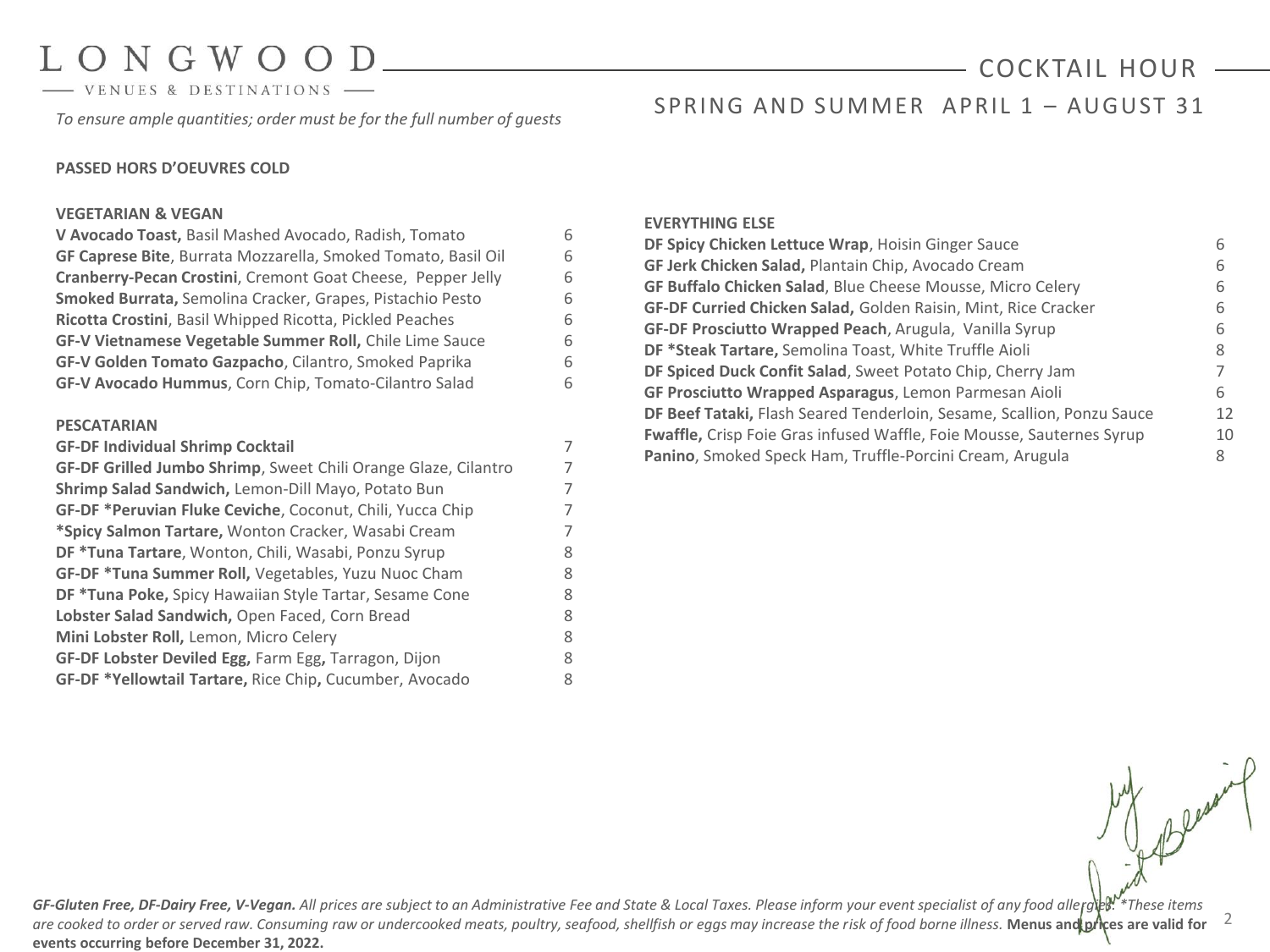# COCKTAIL HOUR

## SPRING AND SUMMER APRIL 1 – AUGUST 31

*To ensure ample quantities; order must be for the full number of guests*

### PASSED HORS D'OEUVRES COLD

#### VEGETARIAN & VEGAN

| Item | Price |
|---|---|
| **V Avocado Toast,** Basil Mashed Avocado, Radish, Tomato | 6 |
| **GF Caprese Bite**, Burrata Mozzarella, Smoked Tomato, Basil Oil | 6 |
| **Cranberry-Pecan Crostini**, Cremont Goat Cheese, Pepper Jelly | 6 |
| **Smoked Burrata,** Semolina Cracker, Grapes, Pistachio Pesto | 6 |
| **Ricotta Crostini**, Basil Whipped Ricotta, Pickled Peaches | 6 |
| **GF-V Vietnamese Vegetable Summer Roll,** Chile Lime Sauce | 6 |
| **GF-V Golden Tomato Gazpacho**, Cilantro, Smoked Paprika | 6 |
| **GF-V Avocado Hummus**, Corn Chip, Tomato-Cilantro Salad | 6 |

#### PESCATARIAN

| Item | Price |
|---|---|
| **GF-DF Individual Shrimp Cocktail** | 7 |
| **GF-DF Grilled Jumbo Shrimp**, Sweet Chili Orange Glaze, Cilantro | 7 |
| **Shrimp Salad Sandwich,** Lemon-Dill Mayo, Potato Bun | 7 |
| **GF-DF *Peruvian Fluke Ceviche**, Coconut, Chili, Yucca Chip | 7 |
| ***Spicy Salmon Tartare,** Wonton Cracker, Wasabi Cream | 7 |
| **DF *Tuna Tartare**, Wonton, Chili, Wasabi, Ponzu Syrup | 8 |
| **GF-DF *Tuna Summer Roll,** Vegetables, Yuzu Nuoc Cham | 8 |
| **DF *Tuna Poke,** Spicy Hawaiian Style Tartar, Sesame Cone | 8 |
| **Lobster Salad Sandwich,** Open Faced, Corn Bread | 8 |
| **Mini Lobster Roll,** Lemon, Micro Celery | 8 |
| **GF-DF Lobster Deviled Egg,** Farm Egg**,** Tarragon, Dijon | 8 |
| **GF-DF *Yellowtail Tartare,** Rice Chip**,** Cucumber, Avocado | 8 |

#### EVERYTHING ELSE

| Item | Price |
|---|---|
| **DF Spicy Chicken Lettuce Wrap**, Hoisin Ginger Sauce | 6 |
| **GF Jerk Chicken Salad,** Plantain Chip, Avocado Cream | 6 |
| **GF Buffalo Chicken Salad**, Blue Cheese Mousse, Micro Celery | 6 |
| **GF-DF Curried Chicken Salad,** Golden Raisin, Mint, Rice Cracker | 6 |
| **GF-DF Prosciutto Wrapped Peach**, Arugula, Vanilla Syrup | 6 |
| **DF *Steak Tartare,** Semolina Toast, White Truffle Aioli | 8 |
| **DF Spiced Duck Confit Salad**, Sweet Potato Chip, Cherry Jam | 7 |
| **GF Prosciutto Wrapped Asparagus**, Lemon Parmesan Aioli | 6 |
| **DF Beef Tataki,** Flash Seared Tenderloin, Sesame, Scallion, Ponzu Sauce | 12 |
| **Fwaffle,** Crisp Foie Gras infused Waffle, Foie Mousse, Sauternes Syrup | 10 |
| **Panino**, Smoked Speck Ham, Truffle-Porcini Cream, Arugula | 8 |

***GF-Gluten Free, DF-Dairy Free, V-Vegan.*** *All prices are subject to an Administrative Fee and State & Local Taxes. Please inform your event specialist of any food allergies. *These items are cooked to order or served raw. Consuming raw or undercooked meats, poultry, seafood, shellfish or eggs may increase the risk of food borne illness.* **Menus and prices are valid for events occurring before December 31, 2022.**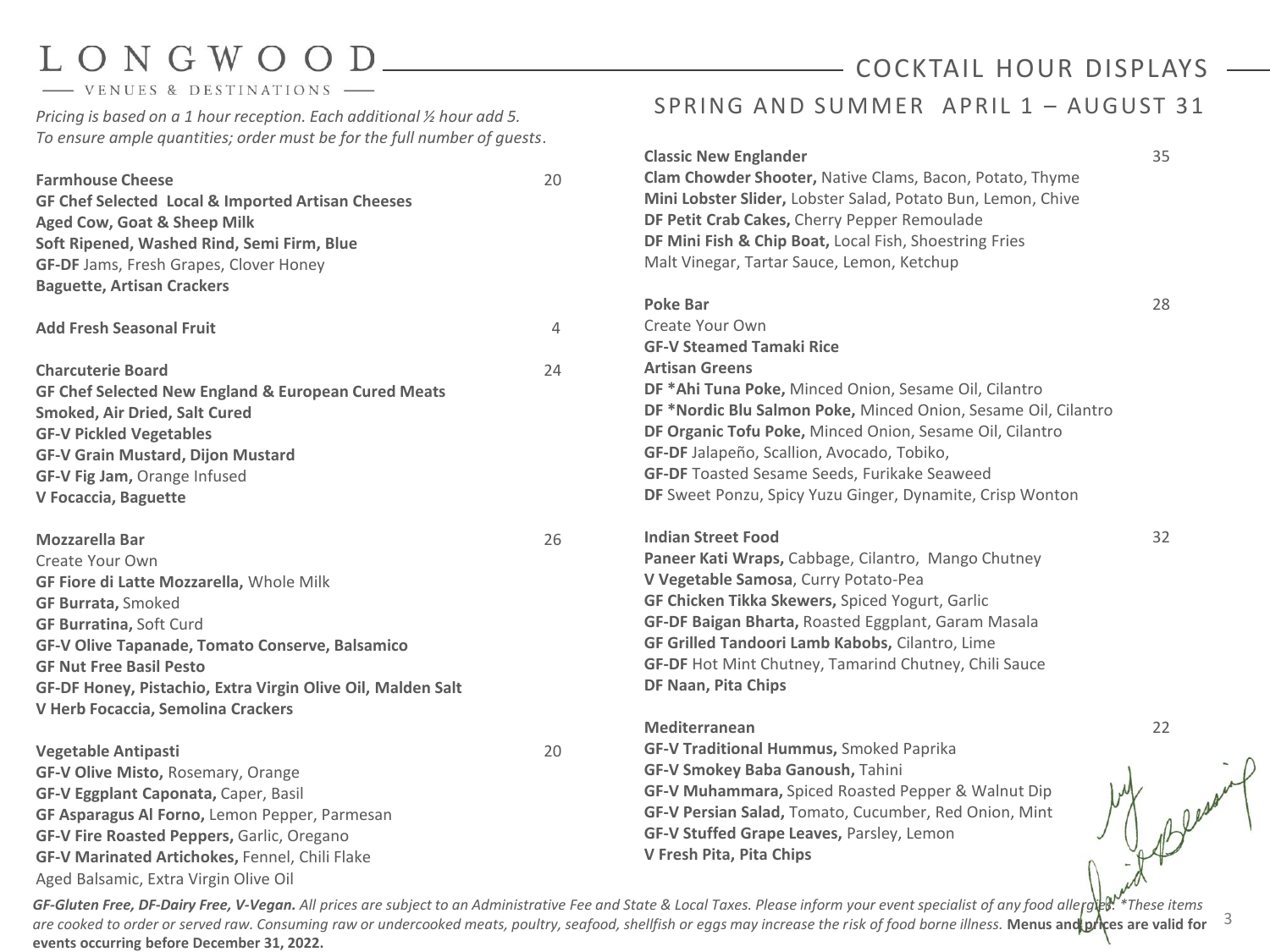# LONGWOOD

VENUES & DESTINATIONS

## COCKTAIL HOUR DISPLAYS

### SPRING AND SUMMER APRIL 1 – AUGUST 31

*Pricing is based on a 1 hour reception. Each additional ½ hour add 5.*
*To ensure ample quantities; order must be for the full number of guests*.

**Farmhouse Cheese** 20
**GF Chef Selected Local & Imported Artisan Cheeses**
**Aged Cow, Goat & Sheep Milk**
**Soft Ripened, Washed Rind, Semi Firm, Blue**
**GF-DF** Jams, Fresh Grapes, Clover Honey
**Baguette, Artisan Crackers**

**Add Fresh Seasonal Fruit** 4

**Charcuterie Board** 24
**GF Chef Selected New England & European Cured Meats**
**Smoked, Air Dried, Salt Cured**
**GF-V Pickled Vegetables**
**GF-V Grain Mustard, Dijon Mustard**
**GF-V Fig Jam,** Orange Infused
**V Focaccia, Baguette**

**Mozzarella Bar** 26
Create Your Own
**GF Fiore di Latte Mozzarella,** Whole Milk
**GF Burrata,** Smoked
**GF Burratina,** Soft Curd
**GF-V Olive Tapanade, Tomato Conserve, Balsamico**
**GF Nut Free Basil Pesto**
**GF-DF Honey, Pistachio, Extra Virgin Olive Oil, Malden Salt**
**V Herb Focaccia, Semolina Crackers**

**Vegetable Antipasti** 20
**GF-V Olive Misto,** Rosemary, Orange
**GF-V Eggplant Caponata,** Caper, Basil
**GF Asparagus Al Forno,** Lemon Pepper, Parmesan
**GF-V Fire Roasted Peppers,** Garlic, Oregano
**GF-V Marinated Artichokes,** Fennel, Chili Flake
Aged Balsamic, Extra Virgin Olive Oil

**Classic New Englander** 35
**Clam Chowder Shooter,** Native Clams, Bacon, Potato, Thyme
**Mini Lobster Slider,** Lobster Salad, Potato Bun, Lemon, Chive
**DF Petit Crab Cakes,** Cherry Pepper Remoulade
**DF Mini Fish & Chip Boat,** Local Fish, Shoestring Fries
Malt Vinegar, Tartar Sauce, Lemon, Ketchup

**Poke Bar** 28
Create Your Own
**GF-V Steamed Tamaki Rice**
**Artisan Greens**
**DF *Ahi Tuna Poke,** Minced Onion, Sesame Oil, Cilantro
**DF *Nordic Blu Salmon Poke,** Minced Onion, Sesame Oil, Cilantro
**DF Organic Tofu Poke,** Minced Onion, Sesame Oil, Cilantro
**GF-DF** Jalapeño, Scallion, Avocado, Tobiko,
**GF-DF** Toasted Sesame Seeds, Furikake Seaweed
**DF** Sweet Ponzu, Spicy Yuzu Ginger, Dynamite, Crisp Wonton

**Indian Street Food** 32
**Paneer Kati Wraps,** Cabbage, Cilantro, Mango Chutney
**V Vegetable Samosa**, Curry Potato-Pea
**GF Chicken Tikka Skewers,** Spiced Yogurt, Garlic
**GF-DF Baigan Bharta,** Roasted Eggplant, Garam Masala
**GF Grilled Tandoori Lamb Kabobs,** Cilantro, Lime
**GF-DF** Hot Mint Chutney, Tamarind Chutney, Chili Sauce
**DF Naan, Pita Chips**

**Mediterranean** 22
**GF-V Traditional Hummus,** Smoked Paprika
**GF-V Smokey Baba Ganoush,** Tahini
**GF-V Muhammara,** Spiced Roasted Pepper & Walnut Dip
**GF-V Persian Salad,** Tomato, Cucumber, Red Onion, Mint
**GF-V Stuffed Grape Leaves,** Parsley, Lemon
**V Fresh Pita, Pita Chips**

***GF-Gluten Free, DF-Dairy Free, V-Vegan.*** *All prices are subject to an Administrative Fee and State & Local Taxes. Please inform your event specialist of any food allergies. *These items are cooked to order or served raw. Consuming raw or undercooked meats, poultry, seafood, shellfish or eggs may increase the risk of food borne illness.* **Menus and prices are valid for events occurring before December 31, 2022.**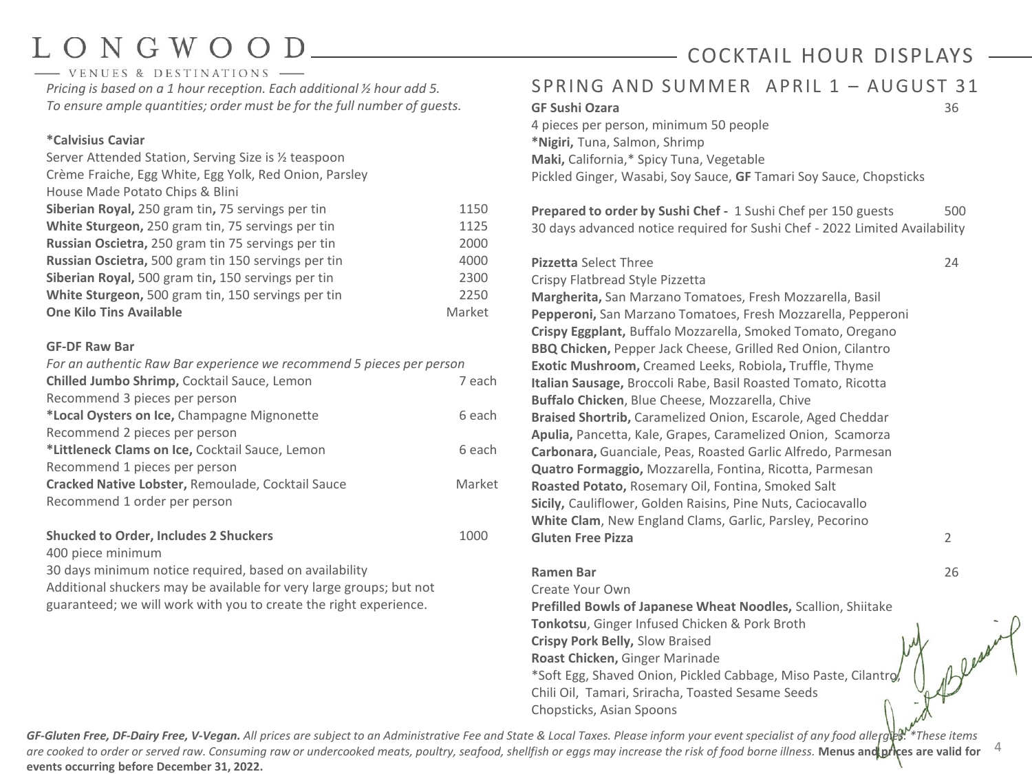# LONGWOOD

VENUES & DESTINATIONS

## COCKTAIL HOUR DISPLAYS

*Pricing is based on a 1 hour reception. Each additional ½ hour add 5.*
*To ensure ample quantities; order must be for the full number of guests.*

**\*Calvisius Caviar**
Server Attended Station, Serving Size is ½ teaspoon
Crème Fraiche, Egg White, Egg Yolk, Red Onion, Parsley
House Made Potato Chips & Blini

| | |
|---|---|
| **Siberian Royal,** 250 gram tin**,** 75 servings per tin | 1150 |
| **White Sturgeon,** 250 gram tin, 75 servings per tin | 1125 |
| **Russian Oscietra,** 250 gram tin 75 servings per tin | 2000 |
| **Russian Oscietra,** 500 gram tin 150 servings per tin | 4000 |
| **Siberian Royal,** 500 gram tin**,** 150 servings per tin | 2300 |
| **White Sturgeon,** 500 gram tin, 150 servings per tin | 2250 |
| **One Kilo Tins Available** | Market |

**GF-DF Raw Bar**
*For an authentic Raw Bar experience we recommend 5 pieces per person*

**Chilled Jumbo Shrimp,** Cocktail Sauce, Lemon — 7 each
Recommend 3 pieces per person

**\*Local Oysters on Ice,** Champagne Mignonette — 6 each
Recommend 2 pieces per person

**\*Littleneck Clams on Ice,** Cocktail Sauce, Lemon — 6 each
Recommend 1 pieces per person

**Cracked Native Lobster,** Remoulade, Cocktail Sauce — Market
Recommend 1 order per person

**Shucked to Order, Includes 2 Shuckers** — 1000
400 piece minimum
30 days minimum notice required, based on availability
Additional shuckers may be available for very large groups; but not guaranteed; we will work with you to create the right experience.

## SPRING AND SUMMER APRIL 1 – AUGUST 31

**GF Sushi Ozara** — 36
4 pieces per person, minimum 50 people
**\*Nigiri,** Tuna, Salmon, Shrimp
**Maki,** California,\* Spicy Tuna, Vegetable
Pickled Ginger, Wasabi, Soy Sauce, **GF** Tamari Soy Sauce, Chopsticks

**Prepared to order by Sushi Chef -** 1 Sushi Chef per 150 guests — 500
30 days advanced notice required for Sushi Chef - 2022 Limited Availability

**Pizzetta** Select Three — 24
Crispy Flatbread Style Pizzetta
**Margherita,** San Marzano Tomatoes, Fresh Mozzarella, Basil
**Pepperoni,** San Marzano Tomatoes, Fresh Mozzarella, Pepperoni
**Crispy Eggplant,** Buffalo Mozzarella, Smoked Tomato, Oregano
**BBQ Chicken,** Pepper Jack Cheese, Grilled Red Onion, Cilantro
**Exotic Mushroom,** Creamed Leeks, Robiola**,** Truffle, Thyme
**Italian Sausage,** Broccoli Rabe, Basil Roasted Tomato, Ricotta
**Buffalo Chicken**, Blue Cheese, Mozzarella, Chive
**Braised Shortrib,** Caramelized Onion, Escarole, Aged Cheddar
**Apulia,** Pancetta, Kale, Grapes, Caramelized Onion, Scamorza
**Carbonara,** Guanciale, Peas, Roasted Garlic Alfredo, Parmesan
**Quatro Formaggio,** Mozzarella, Fontina, Ricotta, Parmesan
**Roasted Potato,** Rosemary Oil, Fontina, Smoked Salt
**Sicily,** Cauliflower, Golden Raisins, Pine Nuts, Caciocavallo
**White Clam**, New England Clams, Garlic, Parsley, Pecorino
**Gluten Free Pizza** — 2

**Ramen Bar** — 26
Create Your Own
**Prefilled Bowls of Japanese Wheat Noodles,** Scallion, Shiitake
**Tonkotsu**, Ginger Infused Chicken & Pork Broth
**Crispy Pork Belly,** Slow Braised
**Roast Chicken,** Ginger Marinade
\*Soft Egg, Shaved Onion, Pickled Cabbage, Miso Paste, Cilantro, Chili Oil, Tamari, Sriracha, Toasted Sesame Seeds
Chopsticks, Asian Spoons

***GF-Gluten Free, DF-Dairy Free, V-Vegan.*** *All prices are subject to an Administrative Fee and State & Local Taxes. Please inform your event specialist of any food allergies. \*These items are cooked to order or served raw. Consuming raw or undercooked meats, poultry, seafood, shellfish or eggs may increase the risk of food borne illness.* **Menus and prices are valid for events occurring before December 31, 2022.**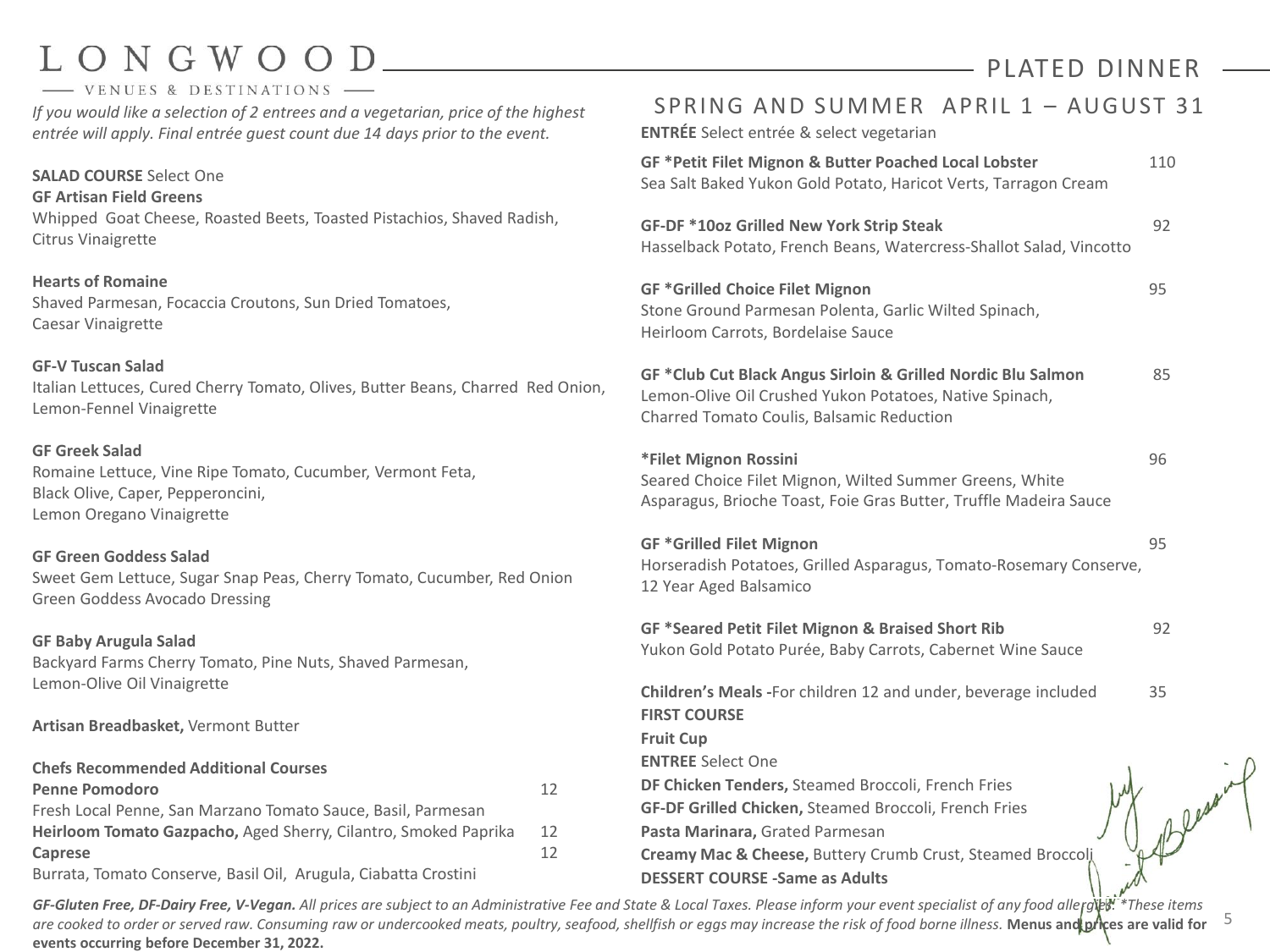# LONGWOOD

VENUES & DESTINATIONS

## PLATED DINNER

*If you would like a selection of 2 entrees and a vegetarian, price of the highest entrée will apply. Final entrée guest count due 14 days prior to the event.*

**SALAD COURSE** Select One

**GF Artisan Field Greens**
Whipped Goat Cheese, Roasted Beets, Toasted Pistachios, Shaved Radish, Citrus Vinaigrette

**Hearts of Romaine**
Shaved Parmesan, Focaccia Croutons, Sun Dried Tomatoes, Caesar Vinaigrette

**GF-V Tuscan Salad**
Italian Lettuces, Cured Cherry Tomato, Olives, Butter Beans, Charred Red Onion, Lemon-Fennel Vinaigrette

**GF Greek Salad**
Romaine Lettuce, Vine Ripe Tomato, Cucumber, Vermont Feta, Black Olive, Caper, Pepperoncini, Lemon Oregano Vinaigrette

**GF Green Goddess Salad**
Sweet Gem Lettuce, Sugar Snap Peas, Cherry Tomato, Cucumber, Red Onion Green Goddess Avocado Dressing

**GF Baby Arugula Salad**
Backyard Farms Cherry Tomato, Pine Nuts, Shaved Parmesan, Lemon-Olive Oil Vinaigrette

**Artisan Breadbasket,** Vermont Butter

**Chefs Recommended Additional Courses**

**Penne Pomodoro** 12
Fresh Local Penne, San Marzano Tomato Sauce, Basil, Parmesan

**Heirloom Tomato Gazpacho,** Aged Sherry, Cilantro, Smoked Paprika 12

**Caprese** 12
Burrata, Tomato Conserve, Basil Oil, Arugula, Ciabatta Crostini

## SPRING AND SUMMER APRIL 1 – AUGUST 31

**ENTRÉE** Select entrée & select vegetarian

**GF *Petit Filet Mignon & Butter Poached Local Lobster** 110
Sea Salt Baked Yukon Gold Potato, Haricot Verts, Tarragon Cream

**GF-DF *10oz Grilled New York Strip Steak** 92
Hasselback Potato, French Beans, Watercress-Shallot Salad, Vincotto

**GF *Grilled Choice Filet Mignon** 95
Stone Ground Parmesan Polenta, Garlic Wilted Spinach, Heirloom Carrots, Bordelaise Sauce

**GF *Club Cut Black Angus Sirloin & Grilled Nordic Blu Salmon** 85
Lemon-Olive Oil Crushed Yukon Potatoes, Native Spinach, Charred Tomato Coulis, Balsamic Reduction

***Filet Mignon Rossini** 96
Seared Choice Filet Mignon, Wilted Summer Greens, White Asparagus, Brioche Toast, Foie Gras Butter, Truffle Madeira Sauce

**GF *Grilled Filet Mignon** 95
Horseradish Potatoes, Grilled Asparagus, Tomato-Rosemary Conserve, 12 Year Aged Balsamico

**GF *Seared Petit Filet Mignon & Braised Short Rib** 92
Yukon Gold Potato Purée, Baby Carrots, Cabernet Wine Sauce

**Children's Meals -**For children 12 and under, beverage included 35

**FIRST COURSE**

**Fruit Cup**

**ENTREE** Select One

**DF Chicken Tenders,** Steamed Broccoli, French Fries

**GF-DF Grilled Chicken,** Steamed Broccoli, French Fries

**Pasta Marinara,** Grated Parmesan

**Creamy Mac & Cheese,** Buttery Crumb Crust, Steamed Broccoli

**DESSERT COURSE -Same as Adults**

***GF-Gluten Free, DF-Dairy Free, V-Vegan.*** *All prices are subject to an Administrative Fee and State & Local Taxes. Please inform your event specialist of any food allergies. *These items are cooked to order or served raw. Consuming raw or undercooked meats, poultry, seafood, shellfish or eggs may increase the risk of food borne illness.* **Menus and prices are valid for events occurring before December 31, 2022.**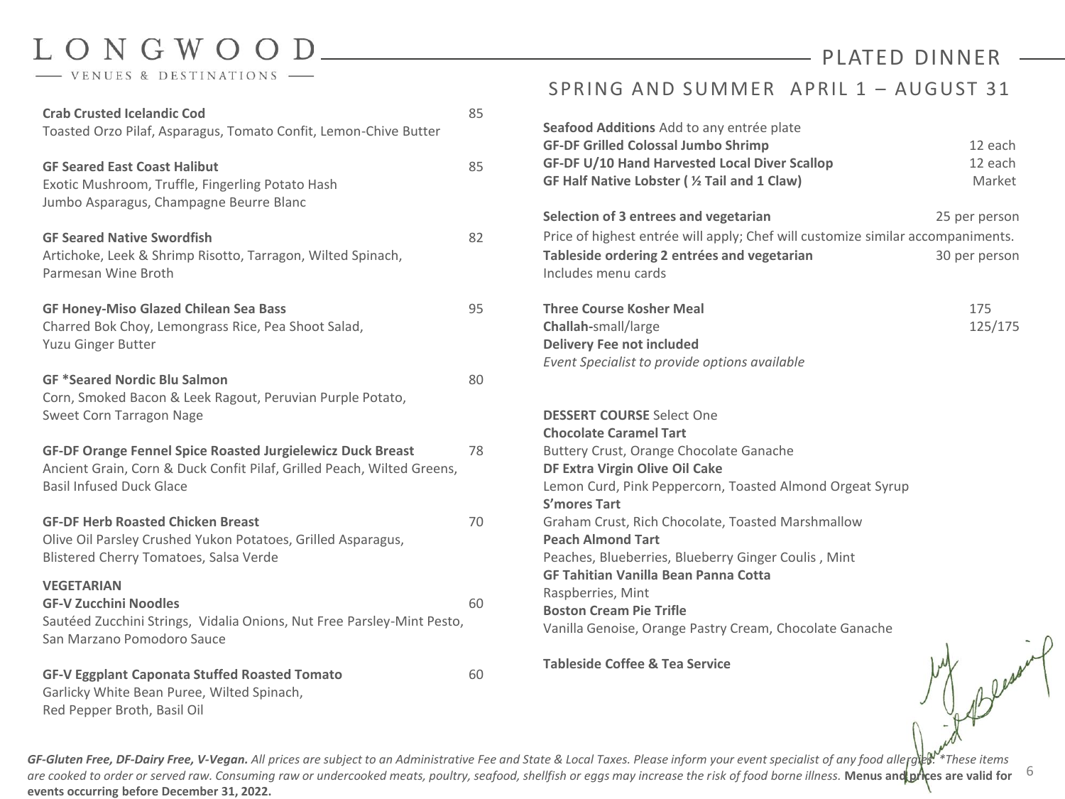# LONGWOOD

VENUES & DESTINATIONS

## PLATED DINNER

### SPRING AND SUMMER APRIL 1 – AUGUST 31

**Crab Crusted Icelandic Cod** 85
Toasted Orzo Pilaf, Asparagus, Tomato Confit, Lemon-Chive Butter

**GF Seared East Coast Halibut** 85
Exotic Mushroom, Truffle, Fingerling Potato Hash
Jumbo Asparagus, Champagne Beurre Blanc

**GF Seared Native Swordfish** 82
Artichoke, Leek & Shrimp Risotto, Tarragon, Wilted Spinach,
Parmesan Wine Broth

**GF Honey-Miso Glazed Chilean Sea Bass** 95
Charred Bok Choy, Lemongrass Rice, Pea Shoot Salad,
Yuzu Ginger Butter

**GF *Seared Nordic Blu Salmon** 80
Corn, Smoked Bacon & Leek Ragout, Peruvian Purple Potato,
Sweet Corn Tarragon Nage

**GF-DF Orange Fennel Spice Roasted Jurgielewicz Duck Breast** 78
Ancient Grain, Corn & Duck Confit Pilaf, Grilled Peach, Wilted Greens,
Basil Infused Duck Glace

**GF-DF Herb Roasted Chicken Breast** 70
Olive Oil Parsley Crushed Yukon Potatoes, Grilled Asparagus,
Blistered Cherry Tomatoes, Salsa Verde

**VEGETARIAN**

**GF-V Zucchini Noodles** 60
Sautéed Zucchini Strings, Vidalia Onions, Nut Free Parsley-Mint Pesto,
San Marzano Pomodoro Sauce

**GF-V Eggplant Caponata Stuffed Roasted Tomato** 60
Garlicky White Bean Puree, Wilted Spinach,
Red Pepper Broth, Basil Oil

**Seafood Additions** Add to any entrée plate

| | |
|---|---|
| **GF-DF Grilled Colossal Jumbo Shrimp** | 12 each |
| **GF-DF U/10 Hand Harvested Local Diver Scallop** | 12 each |
| **GF Half Native Lobster ( ½ Tail and 1 Claw)** | Market |

**Selection of 3 entrees and vegetarian** 25 per person
Price of highest entrée will apply; Chef will customize similar accompaniments.

**Tableside ordering 2 entrées and vegetarian** 30 per person
Includes menu cards

**Three Course Kosher Meal** 175
**Challah-**small/large 125/175
**Delivery Fee not included**
*Event Specialist to provide options available*

**DESSERT COURSE** Select One

**Chocolate Caramel Tart**
Buttery Crust, Orange Chocolate Ganache

**DF Extra Virgin Olive Oil Cake**
Lemon Curd, Pink Peppercorn, Toasted Almond Orgeat Syrup

**S'mores Tart**
Graham Crust, Rich Chocolate, Toasted Marshmallow

**Peach Almond Tart**
Peaches, Blueberries, Blueberry Ginger Coulis , Mint

**GF Tahitian Vanilla Bean Panna Cotta**
Raspberries, Mint

**Boston Cream Pie Trifle**
Vanilla Genoise, Orange Pastry Cream, Chocolate Ganache

**Tableside Coffee & Tea Service**

***GF-Gluten Free, DF-Dairy Free, V-Vegan.*** *All prices are subject to an Administrative Fee and State & Local Taxes. Please inform your event specialist of any food allergies. *These items are cooked to order or served raw. Consuming raw or undercooked meats, poultry, seafood, shellfish or eggs may increase the risk of food borne illness.* **Menus and prices are valid for events occurring before December 31, 2022.**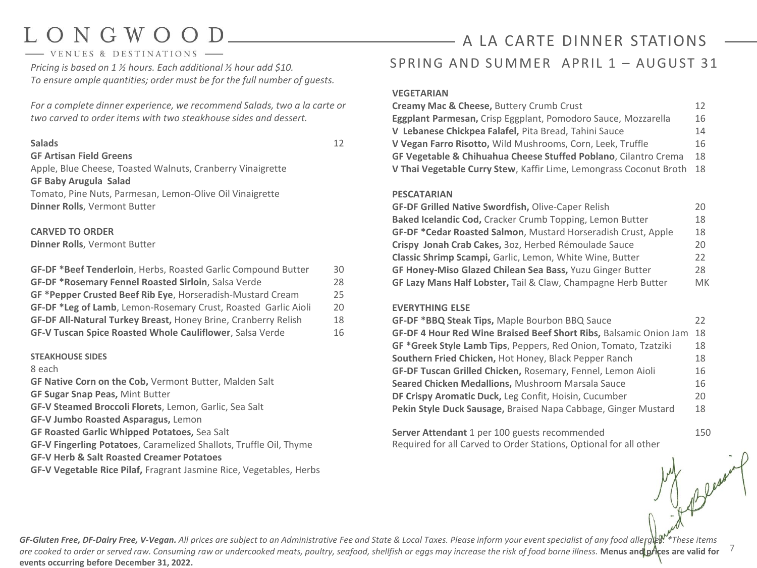# LONGWOOD

VENUES & DESTINATIONS

## A LA CARTE DINNER STATIONS

### SPRING AND SUMMER APRIL 1 – AUGUST 31

*Pricing is based on 1 ½ hours. Each additional ½ hour add $10.*
*To ensure ample quantities; order must be for the full number of guests.*

*For a complete dinner experience, we recommend Salads, two a la carte or two carved to order items with two steakhouse sides and dessert.*

**Salads** 12

**GF Artisan Field Greens**
Apple, Blue Cheese, Toasted Walnuts, Cranberry Vinaigrette

**GF Baby Arugula Salad**
Tomato, Pine Nuts, Parmesan, Lemon-Olive Oil Vinaigrette

**Dinner Rolls**, Vermont Butter

**CARVED TO ORDER**

**Dinner Rolls**, Vermont Butter

| Item | Price |
|---|---|
| **GF-DF *Beef Tenderloin**, Herbs, Roasted Garlic Compound Butter | 30 |
| **GF-DF *Rosemary Fennel Roasted Sirloin**, Salsa Verde | 28 |
| **GF *Pepper Crusted Beef Rib Eye**, Horseradish-Mustard Cream | 25 |
| **GF-DF *Leg of Lamb**, Lemon-Rosemary Crust, Roasted Garlic Aioli | 20 |
| **GF-DF All-Natural Turkey Breast,** Honey Brine, Cranberry Relish | 18 |
| **GF-V Tuscan Spice Roasted Whole Cauliflower**, Salsa Verde | 16 |

**STEAKHOUSE SIDES**

8 each

**GF Native Corn on the Cob,** Vermont Butter, Malden Salt
**GF Sugar Snap Peas,** Mint Butter
**GF-V Steamed Broccoli Florets**, Lemon, Garlic, Sea Salt
**GF-V Jumbo Roasted Asparagus,** Lemon
**GF Roasted Garlic Whipped Potatoes,** Sea Salt
**GF-V Fingerling Potatoes**, Caramelized Shallots, Truffle Oil, Thyme
**GF-V Herb & Salt Roasted Creamer Potatoes**
**GF-V Vegetable Rice Pilaf,** Fragrant Jasmine Rice, Vegetables, Herbs

**VEGETARIAN**

| Item | Price |
|---|---|
| **Creamy Mac & Cheese,** Buttery Crumb Crust | 12 |
| **Eggplant Parmesan,** Crisp Eggplant, Pomodoro Sauce, Mozzarella | 16 |
| **V Lebanese Chickpea Falafel,** Pita Bread, Tahini Sauce | 14 |
| **V Vegan Farro Risotto,** Wild Mushrooms, Corn, Leek, Truffle | 16 |
| **GF Vegetable & Chihuahua Cheese Stuffed Poblano**, Cilantro Crema | 18 |
| **V Thai Vegetable Curry Stew**, Kaffir Lime, Lemongrass Coconut Broth | 18 |

**PESCATARIAN**

| Item | Price |
|---|---|
| **GF-DF Grilled Native Swordfish,** Olive-Caper Relish | 20 |
| **Baked Icelandic Cod,** Cracker Crumb Topping, Lemon Butter | 18 |
| **GF-DF *Cedar Roasted Salmon**, Mustard Horseradish Crust, Apple | 18 |
| **Crispy Jonah Crab Cakes,** 3oz, Herbed Rémoulade Sauce | 20 |
| **Classic Shrimp Scampi,** Garlic, Lemon, White Wine, Butter | 22 |
| **GF Honey-Miso Glazed Chilean Sea Bass,** Yuzu Ginger Butter | 28 |
| **GF Lazy Mans Half Lobster,** Tail & Claw, Champagne Herb Butter | MK |

**EVERYTHING ELSE**

| Item | Price |
|---|---|
| **GF-DF *BBQ Steak Tips,** Maple Bourbon BBQ Sauce | 22 |
| **GF-DF 4 Hour Red Wine Braised Beef Short Ribs,** Balsamic Onion Jam | 18 |
| **GF *Greek Style Lamb Tips**, Peppers, Red Onion, Tomato, Tzatziki | 18 |
| **Southern Fried Chicken,** Hot Honey, Black Pepper Ranch | 18 |
| **GF-DF Tuscan Grilled Chicken,** Rosemary, Fennel, Lemon Aioli | 16 |
| **Seared Chicken Medallions,** Mushroom Marsala Sauce | 16 |
| **DF Crispy Aromatic Duck,** Leg Confit, Hoisin, Cucumber | 20 |
| **Pekin Style Duck Sausage,** Braised Napa Cabbage, Ginger Mustard | 18 |

**Server Attendant** 1 per 100 guests recommended 150
Required for all Carved to Order Stations, Optional for all other

***GF-Gluten Free, DF-Dairy Free, V-Vegan.*** *All prices are subject to an Administrative Fee and State & Local Taxes. Please inform your event specialist of any food allergies. *These items are cooked to order or served raw. Consuming raw or undercooked meats, poultry, seafood, shellfish or eggs may increase the risk of food borne illness.* **Menus and prices are valid for events occurring before December 31, 2022.**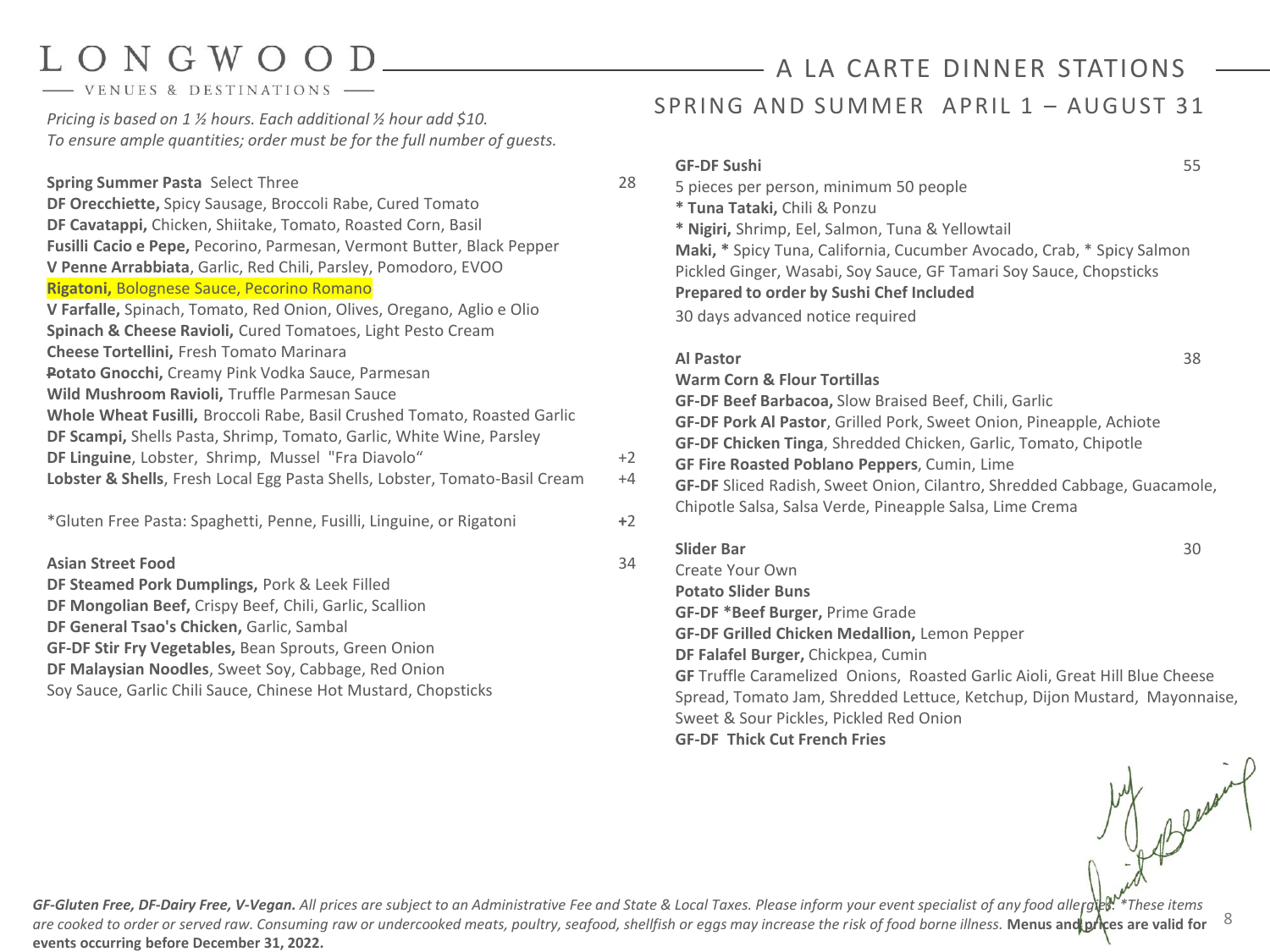# LONGWOOD

VENUES & DESTINATIONS

## A LA CARTE DINNER STATIONS

### SPRING AND SUMMER APRIL 1 – AUGUST 31

*Pricing is based on 1 ½ hours. Each additional ½ hour add $10.*
*To ensure ample quantities; order must be for the full number of guests.*

**Spring Summer Pasta** Select Three — 28

**DF Orecchiette,** Spicy Sausage, Broccoli Rabe, Cured Tomato
**DF Cavatappi,** Chicken, Shiitake, Tomato, Roasted Corn, Basil
**Fusilli Cacio e Pepe,** Pecorino, Parmesan, Vermont Butter, Black Pepper
**V Penne Arrabbiata,** Garlic, Red Chili, Parsley, Pomodoro, EVOO
**Rigatoni,** Bolognese Sauce, Pecorino Romano
**V Farfalle,** Spinach, Tomato, Red Onion, Olives, Oregano, Aglio e Olio
**Spinach & Cheese Ravioli,** Cured Tomatoes, Light Pesto Cream
**Cheese Tortellini,** Fresh Tomato Marinara
**Potato Gnocchi,** Creamy Pink Vodka Sauce, Parmesan
**Wild Mushroom Ravioli,** Truffle Parmesan Sauce
**Whole Wheat Fusilli,** Broccoli Rabe, Basil Crushed Tomato, Roasted Garlic
**DF Scampi,** Shells Pasta, Shrimp, Tomato, Garlic, White Wine, Parsley
**DF Linguine**, Lobster, Shrimp, Mussel "Fra Diavolo" — +2
**Lobster & Shells**, Fresh Local Egg Pasta Shells, Lobster, Tomato-Basil Cream — +4

*Gluten Free Pasta: Spaghetti, Penne, Fusilli, Linguine, or Rigatoni — **+2**

**Asian Street Food** — 34

**DF Steamed Pork Dumplings,** Pork & Leek Filled
**DF Mongolian Beef,** Crispy Beef, Chili, Garlic, Scallion
**DF General Tsao's Chicken,** Garlic, Sambal
**GF-DF Stir Fry Vegetables,** Bean Sprouts, Green Onion
**DF Malaysian Noodles**, Sweet Soy, Cabbage, Red Onion
Soy Sauce, Garlic Chili Sauce, Chinese Hot Mustard, Chopsticks

**GF-DF Sushi** — 55

5 pieces per person, minimum 50 people
**\* Tuna Tataki,** Chili & Ponzu
**\* Nigiri,** Shrimp, Eel, Salmon, Tuna & Yellowtail
**Maki,** * Spicy Tuna, California, Cucumber Avocado, Crab, * Spicy Salmon
Pickled Ginger, Wasabi, Soy Sauce, GF Tamari Soy Sauce, Chopsticks
**Prepared to order by Sushi Chef Included**
30 days advanced notice required

**Al Pastor** — 38

**Warm Corn & Flour Tortillas**
**GF-DF Beef Barbacoa,** Slow Braised Beef, Chili, Garlic
**GF-DF Pork Al Pastor**, Grilled Pork, Sweet Onion, Pineapple, Achiote
**GF-DF Chicken Tinga**, Shredded Chicken, Garlic, Tomato, Chipotle
**GF Fire Roasted Poblano Peppers**, Cumin, Lime
**GF-DF** Sliced Radish, Sweet Onion, Cilantro, Shredded Cabbage, Guacamole, Chipotle Salsa, Salsa Verde, Pineapple Salsa, Lime Crema

**Slider Bar** — 30

Create Your Own
**Potato Slider Buns**
**GF-DF *Beef Burger,** Prime Grade
**GF-DF Grilled Chicken Medallion,** Lemon Pepper
**DF Falafel Burger,** Chickpea, Cumin
**GF** Truffle Caramelized Onions, Roasted Garlic Aioli, Great Hill Blue Cheese Spread, Tomato Jam, Shredded Lettuce, Ketchup, Dijon Mustard, Mayonnaise, Sweet & Sour Pickles, Pickled Red Onion
**GF-DF Thick Cut French Fries**

***GF-Gluten Free, DF-Dairy Free, V-Vegan.*** *All prices are subject to an Administrative Fee and State & Local Taxes. Please inform your event specialist of any food allergies. *These items are cooked to order or served raw. Consuming raw or undercooked meats, poultry, seafood, shellfish or eggs may increase the risk of food borne illness.* **Menus and prices are valid for events occurring before December 31, 2022.**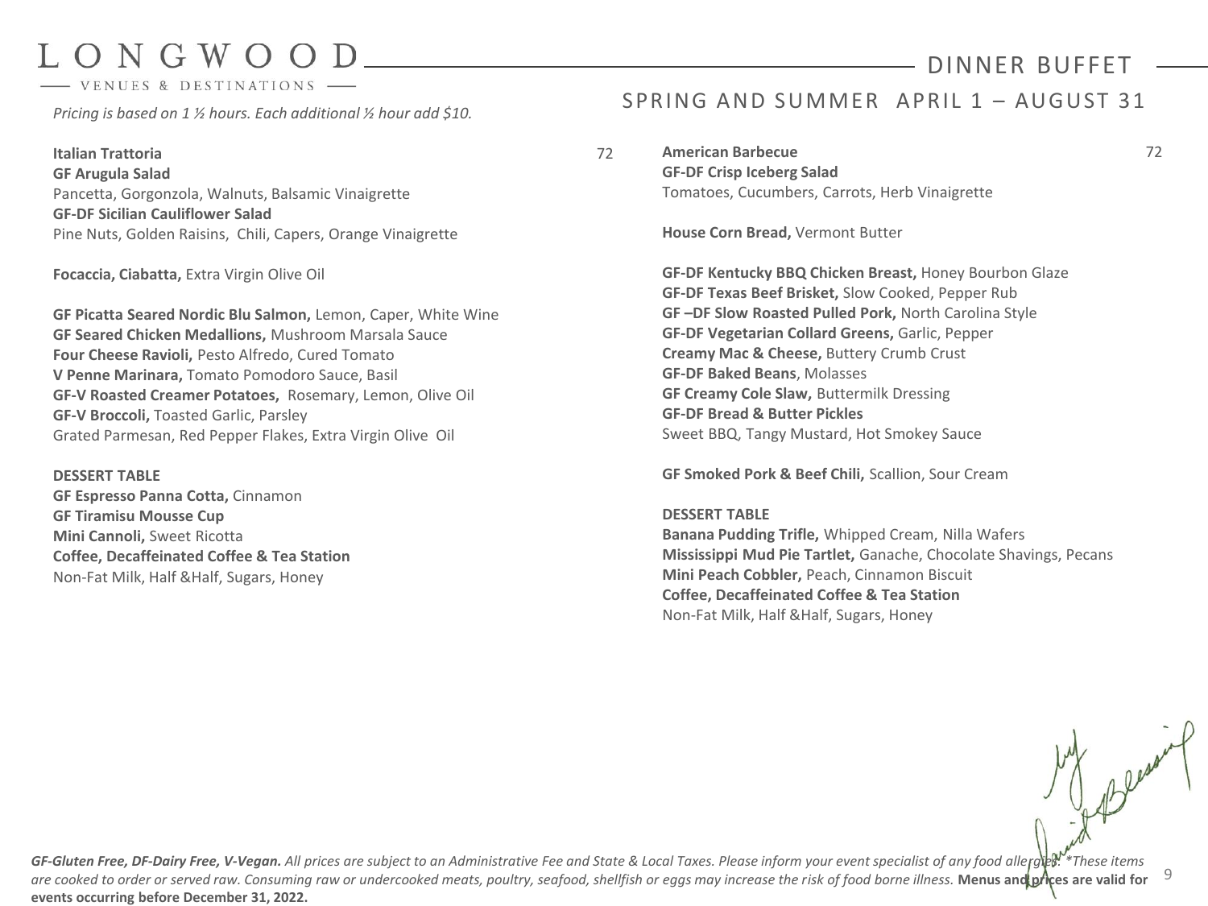# LONGWOOD

VENUES & DESTINATIONS

## DINNER BUFFET

### SPRING AND SUMMER APRIL 1 – AUGUST 31

*Pricing is based on 1 ½ hours. Each additional ½ hour add $10.*

**Italian Trattoria** 72

**GF Arugula Salad**
Pancetta, Gorgonzola, Walnuts, Balsamic Vinaigrette
**GF-DF Sicilian Cauliflower Salad**
Pine Nuts, Golden Raisins, Chili, Capers, Orange Vinaigrette

**Focaccia, Ciabatta,** Extra Virgin Olive Oil

**GF Picatta Seared Nordic Blu Salmon,** Lemon, Caper, White Wine
**GF Seared Chicken Medallions,** Mushroom Marsala Sauce
**Four Cheese Ravioli,** Pesto Alfredo, Cured Tomato
**V Penne Marinara,** Tomato Pomodoro Sauce, Basil
**GF-V Roasted Creamer Potatoes,** Rosemary, Lemon, Olive Oil
**GF-V Broccoli,** Toasted Garlic, Parsley
Grated Parmesan, Red Pepper Flakes, Extra Virgin Olive Oil

**DESSERT TABLE**
**GF Espresso Panna Cotta,** Cinnamon
**GF Tiramisu Mousse Cup**
**Mini Cannoli,** Sweet Ricotta
**Coffee, Decaffeinated Coffee & Tea Station**
Non-Fat Milk, Half &Half, Sugars, Honey

**American Barbecue** 72

**GF-DF Crisp Iceberg Salad**
Tomatoes, Cucumbers, Carrots, Herb Vinaigrette

**House Corn Bread,** Vermont Butter

**GF-DF Kentucky BBQ Chicken Breast,** Honey Bourbon Glaze
**GF-DF Texas Beef Brisket,** Slow Cooked, Pepper Rub
**GF –DF Slow Roasted Pulled Pork,** North Carolina Style
**GF-DF Vegetarian Collard Greens,** Garlic, Pepper
**Creamy Mac & Cheese,** Buttery Crumb Crust
**GF-DF Baked Beans**, Molasses
**GF Creamy Cole Slaw,** Buttermilk Dressing
**GF-DF Bread & Butter Pickles**
Sweet BBQ, Tangy Mustard, Hot Smokey Sauce

**GF Smoked Pork & Beef Chili,** Scallion, Sour Cream

**DESSERT TABLE**
**Banana Pudding Trifle,** Whipped Cream, Nilla Wafers
**Mississippi Mud Pie Tartlet,** Ganache, Chocolate Shavings, Pecans
**Mini Peach Cobbler,** Peach, Cinnamon Biscuit
**Coffee, Decaffeinated Coffee & Tea Station**
Non-Fat Milk, Half &Half, Sugars, Honey

***GF-Gluten Free, DF-Dairy Free, V-Vegan.*** *All prices are subject to an Administrative Fee and State & Local Taxes. Please inform your event specialist of any food allergies. *These items are cooked to order or served raw. Consuming raw or undercooked meats, poultry, seafood, shellfish or eggs may increase the risk of food borne illness.* **Menus and prices are valid for events occurring before December 31, 2022.**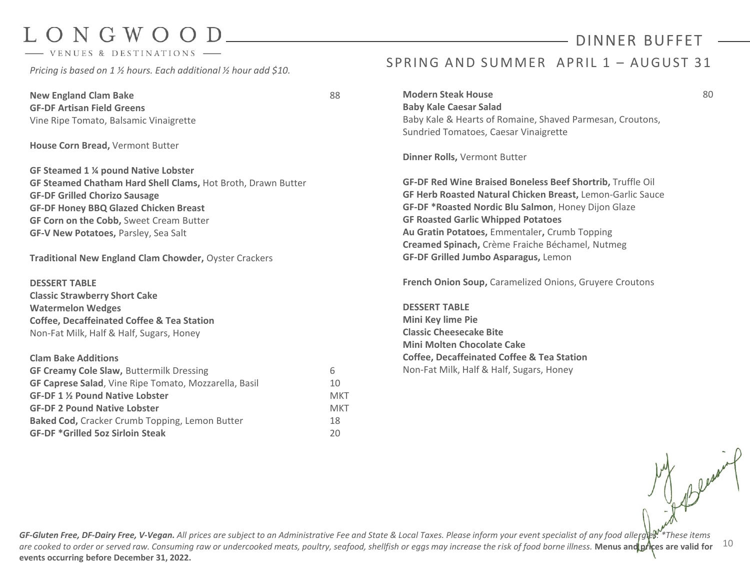# LONGWOOD

VENUES & DESTINATIONS

## DINNER BUFFET

### SPRING AND SUMMER APRIL 1 – AUGUST 31

*Pricing is based on 1 ½ hours. Each additional ½ hour add $10.*

**New England Clam Bake** 88

**GF-DF Artisan Field Greens**
Vine Ripe Tomato, Balsamic Vinaigrette

**House Corn Bread,** Vermont Butter

**GF Steamed 1 ¼ pound Native Lobster**
**GF Steamed Chatham Hard Shell Clams,** Hot Broth, Drawn Butter
**GF-DF Grilled Chorizo Sausage**
**GF-DF Honey BBQ Glazed Chicken Breast**
**GF Corn on the Cobb,** Sweet Cream Butter
**GF-V New Potatoes,** Parsley, Sea Salt

**Traditional New England Clam Chowder,** Oyster Crackers

**DESSERT TABLE**
**Classic Strawberry Short Cake**
**Watermelon Wedges**
**Coffee, Decaffeinated Coffee & Tea Station**
Non-Fat Milk, Half & Half, Sugars, Honey

**Clam Bake Additions**

| Item | Price |
|---|---|
| **GF Creamy Cole Slaw,** Buttermilk Dressing | 6 |
| **GF Caprese Salad**, Vine Ripe Tomato, Mozzarella, Basil | 10 |
| **GF-DF 1 ½ Pound Native Lobster** | MKT |
| **GF-DF 2 Pound Native Lobster** | MKT |
| **Baked Cod,** Cracker Crumb Topping, Lemon Butter | 18 |
| **GF-DF *Grilled 5oz Sirloin Steak** | 20 |

**Modern Steak House** 80

**Baby Kale Caesar Salad**
Baby Kale & Hearts of Romaine, Shaved Parmesan, Croutons, Sundried Tomatoes, Caesar Vinaigrette

**Dinner Rolls,** Vermont Butter

**GF-DF Red Wine Braised Boneless Beef Shortrib,** Truffle Oil
**GF Herb Roasted Natural Chicken Breast,** Lemon-Garlic Sauce
**GF-DF *Roasted Nordic Blu Salmon**, Honey Dijon Glaze
**GF Roasted Garlic Whipped Potatoes**
**Au Gratin Potatoes,** Emmentaler**,** Crumb Topping
**Creamed Spinach,** Crème Fraiche Béchamel, Nutmeg
**GF-DF Grilled Jumbo Asparagus,** Lemon

**French Onion Soup,** Caramelized Onions, Gruyere Croutons

**DESSERT TABLE**
**Mini Key lime Pie**
**Classic Cheesecake Bite**
**Mini Molten Chocolate Cake**
**Coffee, Decaffeinated Coffee & Tea Station**
Non-Fat Milk, Half & Half, Sugars, Honey

***GF-Gluten Free, DF-Dairy Free, V-Vegan.*** *All prices are subject to an Administrative Fee and State & Local Taxes. Please inform your event specialist of any food allergies. *These items are cooked to order or served raw. Consuming raw or undercooked meats, poultry, seafood, shellfish or eggs may increase the risk of food borne illness.* **Menus and prices are valid for events occurring before December 31, 2022.**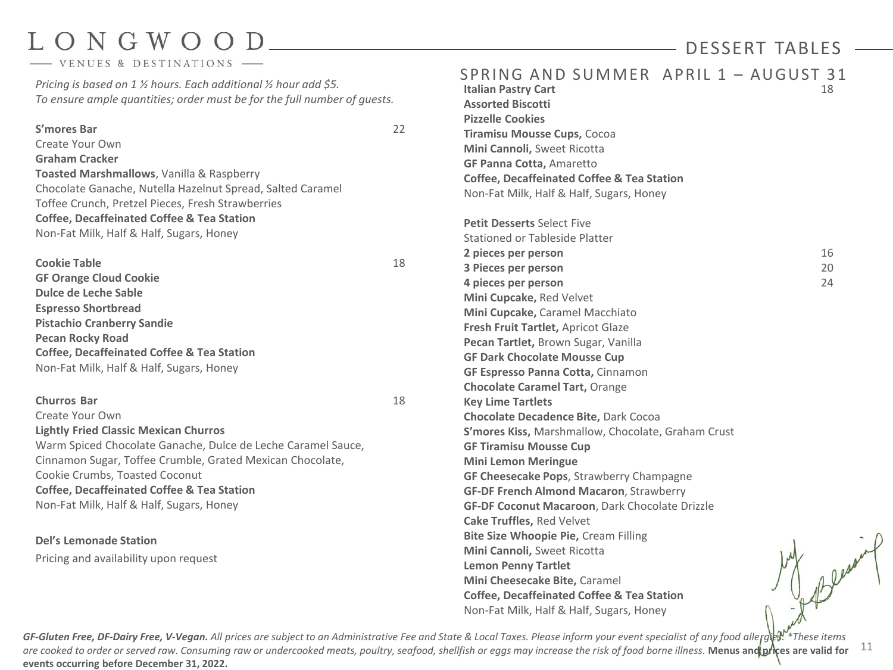# LONGWOOD

VENUES & DESTINATIONS

## DESSERT TABLES

*Pricing is based on 1 ½ hours. Each additional ½ hour add $5.*
*To ensure ample quantities; order must be for the full number of guests.*

**S'mores Bar** 22
Create Your Own
**Graham Cracker**
**Toasted Marshmallows**, Vanilla & Raspberry
Chocolate Ganache, Nutella Hazelnut Spread, Salted Caramel
Toffee Crunch, Pretzel Pieces, Fresh Strawberries
**Coffee, Decaffeinated Coffee & Tea Station**
Non-Fat Milk, Half & Half, Sugars, Honey

**Cookie Table** 18
**GF Orange Cloud Cookie**
**Dulce de Leche Sable**
**Espresso Shortbread**
**Pistachio Cranberry Sandie**
**Pecan Rocky Road**
**Coffee, Decaffeinated Coffee & Tea Station**
Non-Fat Milk, Half & Half, Sugars, Honey

**Churros Bar** 18
Create Your Own
**Lightly Fried Classic Mexican Churros**
Warm Spiced Chocolate Ganache, Dulce de Leche Caramel Sauce,
Cinnamon Sugar, Toffee Crumble, Grated Mexican Chocolate,
Cookie Crumbs, Toasted Coconut
**Coffee, Decaffeinated Coffee & Tea Station**
Non-Fat Milk, Half & Half, Sugars, Honey

**Del's Lemonade Station**
Pricing and availability upon request

### SPRING AND SUMMER APRIL 1 – AUGUST 31

**Italian Pastry Cart** 18
**Assorted Biscotti**
**Pizzelle Cookies**
**Tiramisu Mousse Cups,** Cocoa
**Mini Cannoli,** Sweet Ricotta
**GF Panna Cotta,** Amaretto
**Coffee, Decaffeinated Coffee & Tea Station**
Non-Fat Milk, Half & Half, Sugars, Honey

**Petit Desserts** Select Five
Stationed or Tableside Platter
**2 pieces per person** 16
**3 Pieces per person** 20
**4 pieces per person** 24
**Mini Cupcake,** Red Velvet
**Mini Cupcake,** Caramel Macchiato
**Fresh Fruit Tartlet,** Apricot Glaze
**Pecan Tartlet,** Brown Sugar, Vanilla
**GF Dark Chocolate Mousse Cup**
**GF Espresso Panna Cotta,** Cinnamon
**Chocolate Caramel Tart,** Orange
**Key Lime Tartlets**
**Chocolate Decadence Bite,** Dark Cocoa
**S'mores Kiss,** Marshmallow, Chocolate, Graham Crust
**GF Tiramisu Mousse Cup**
**Mini Lemon Meringue**
**GF Cheesecake Pops**, Strawberry Champagne
**GF-DF French Almond Macaron**, Strawberry
**GF-DF Coconut Macaroon**, Dark Chocolate Drizzle
**Cake Truffles,** Red Velvet
**Bite Size Whoopie Pie,** Cream Filling
**Mini Cannoli,** Sweet Ricotta
**Lemon Penny Tartlet**
**Mini Cheesecake Bite,** Caramel
**Coffee, Decaffeinated Coffee & Tea Station**
Non-Fat Milk, Half & Half, Sugars, Honey

***GF-Gluten Free, DF-Dairy Free, V-Vegan.*** *All prices are subject to an Administrative Fee and State & Local Taxes. Please inform your event specialist of any food allergies. *These items are cooked to order or served raw. Consuming raw or undercooked meats, poultry, seafood, shellfish or eggs may increase the risk of food borne illness.* **Menus and prices are valid for events occurring before December 31, 2022.**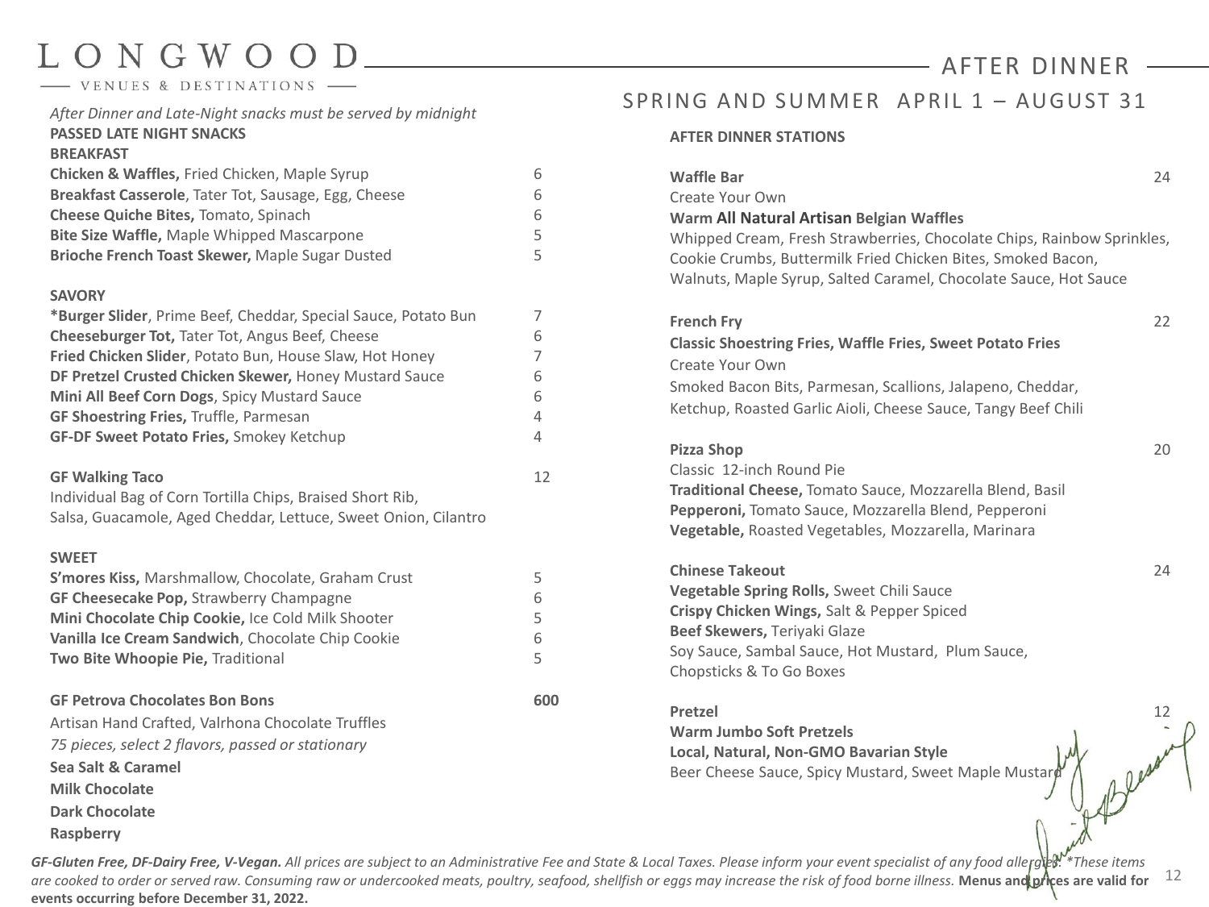# LONGWOOD

VENUES & DESTINATIONS

## AFTER DINNER

## SPRING AND SUMMER APRIL 1 – AUGUST 31

*After Dinner and Late-Night snacks must be served by midnight*

**PASSED LATE NIGHT SNACKS**

**BREAKFAST**

| | |
|---|---|
| **Chicken & Waffles,** Fried Chicken, Maple Syrup | 6 |
| **Breakfast Casserole**, Tater Tot, Sausage, Egg, Cheese | 6 |
| **Cheese Quiche Bites,** Tomato, Spinach | 6 |
| **Bite Size Waffle,** Maple Whipped Mascarpone | 5 |
| **Brioche French Toast Skewer,** Maple Sugar Dusted | 5 |

**SAVORY**

| | |
|---|---|
| ***Burger Slider**, Prime Beef, Cheddar, Special Sauce, Potato Bun | 7 |
| **Cheeseburger Tot,** Tater Tot, Angus Beef, Cheese | 6 |
| **Fried Chicken Slider**, Potato Bun, House Slaw, Hot Honey | 7 |
| **DF Pretzel Crusted Chicken Skewer,** Honey Mustard Sauce | 6 |
| **Mini All Beef Corn Dogs**, Spicy Mustard Sauce | 6 |
| **GF Shoestring Fries,** Truffle, Parmesan | 4 |
| **GF-DF Sweet Potato Fries,** Smokey Ketchup | 4 |

**GF Walking Taco** 12

Individual Bag of Corn Tortilla Chips, Braised Short Rib, Salsa, Guacamole, Aged Cheddar, Lettuce, Sweet Onion, Cilantro

**SWEET**

| | |
|---|---|
| **S'mores Kiss,** Marshmallow, Chocolate, Graham Crust | 5 |
| **GF Cheesecake Pop,** Strawberry Champagne | 6 |
| **Mini Chocolate Chip Cookie,** Ice Cold Milk Shooter | 5 |
| **Vanilla Ice Cream Sandwich**, Chocolate Chip Cookie | 6 |
| **Two Bite Whoopie Pie,** Traditional | 5 |

**GF Petrova Chocolates Bon Bons** **600**

Artisan Hand Crafted, Valrhona Chocolate Truffles

*75 pieces, select 2 flavors, passed or stationary*

**Sea Salt & Caramel**

**Milk Chocolate**

**Dark Chocolate**

**Raspberry**

**AFTER DINNER STATIONS**

**Waffle Bar** 24

Create Your Own

**Warm All Natural Artisan Belgian Waffles**

Whipped Cream, Fresh Strawberries, Chocolate Chips, Rainbow Sprinkles, Cookie Crumbs, Buttermilk Fried Chicken Bites, Smoked Bacon, Walnuts, Maple Syrup, Salted Caramel, Chocolate Sauce, Hot Sauce

**French Fry** 22

**Classic Shoestring Fries, Waffle Fries, Sweet Potato Fries**

Create Your Own

Smoked Bacon Bits, Parmesan, Scallions, Jalapeno, Cheddar, Ketchup, Roasted Garlic Aioli, Cheese Sauce, Tangy Beef Chili

**Pizza Shop** 20

Classic 12-inch Round Pie

**Traditional Cheese,** Tomato Sauce, Mozzarella Blend, Basil

**Pepperoni,** Tomato Sauce, Mozzarella Blend, Pepperoni

**Vegetable,** Roasted Vegetables, Mozzarella, Marinara

**Chinese Takeout** 24

**Vegetable Spring Rolls,** Sweet Chili Sauce

**Crispy Chicken Wings,** Salt & Pepper Spiced

**Beef Skewers,** Teriyaki Glaze

Soy Sauce, Sambal Sauce, Hot Mustard, Plum Sauce, Chopsticks & To Go Boxes

**Pretzel** 12

**Warm Jumbo Soft Pretzels**

**Local, Natural, Non-GMO Bavarian Style**

Beer Cheese Sauce, Spicy Mustard, Sweet Maple Mustard

***GF-Gluten Free, DF-Dairy Free, V-Vegan.*** *All prices are subject to an Administrative Fee and State & Local Taxes. Please inform your event specialist of any food allergies. *These items are cooked to order or served raw. Consuming raw or undercooked meats, poultry, seafood, shellfish or eggs may increase the risk of food borne illness.* **Menus and prices are valid for events occurring before December 31, 2022.**